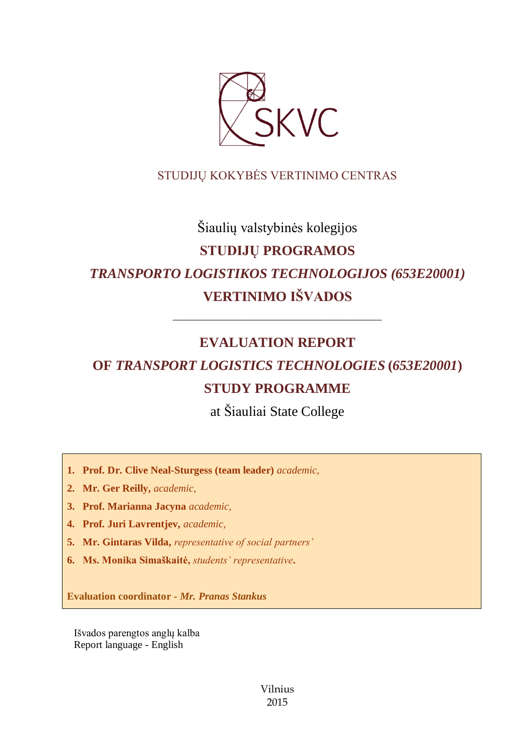SKVC

STUDIJŲ KOKYBĖS VERTINIMO CENTRAS

Šiaulių valstybinės kolegijos

**STUDIJŲ PROGRAMOS**

***TRANSPORTO LOGISTIKOS TECHNOLOGIJOS (653E20001)***

**VERTINIMO IŠVADOS**

---

# EVALUATION REPORT

# OF *TRANSPORT LOGISTICS TECHNOLOGIES* (*653E20001*) STUDY PROGRAMME

at Šiauliai State College

1. **Prof. Dr. Clive Neal-Sturgess (team leader)** *academic,*
2. **Mr. Ger Reilly,** *academic,*
3. **Prof. Marianna Jacyna** *academic,*
4. **Prof. Juri Lavrentjev,** *academic,*
5. **Mr. Gintaras Vilda,** *representative of social partners'*
6. **Ms. Monika Simaškaitė,** *students' representative***.**

**Evaluation coordinator -** ***Mr. Pranas Stankus***

Išvados parengtos anglų kalba
Report language - English

Vilnius
2015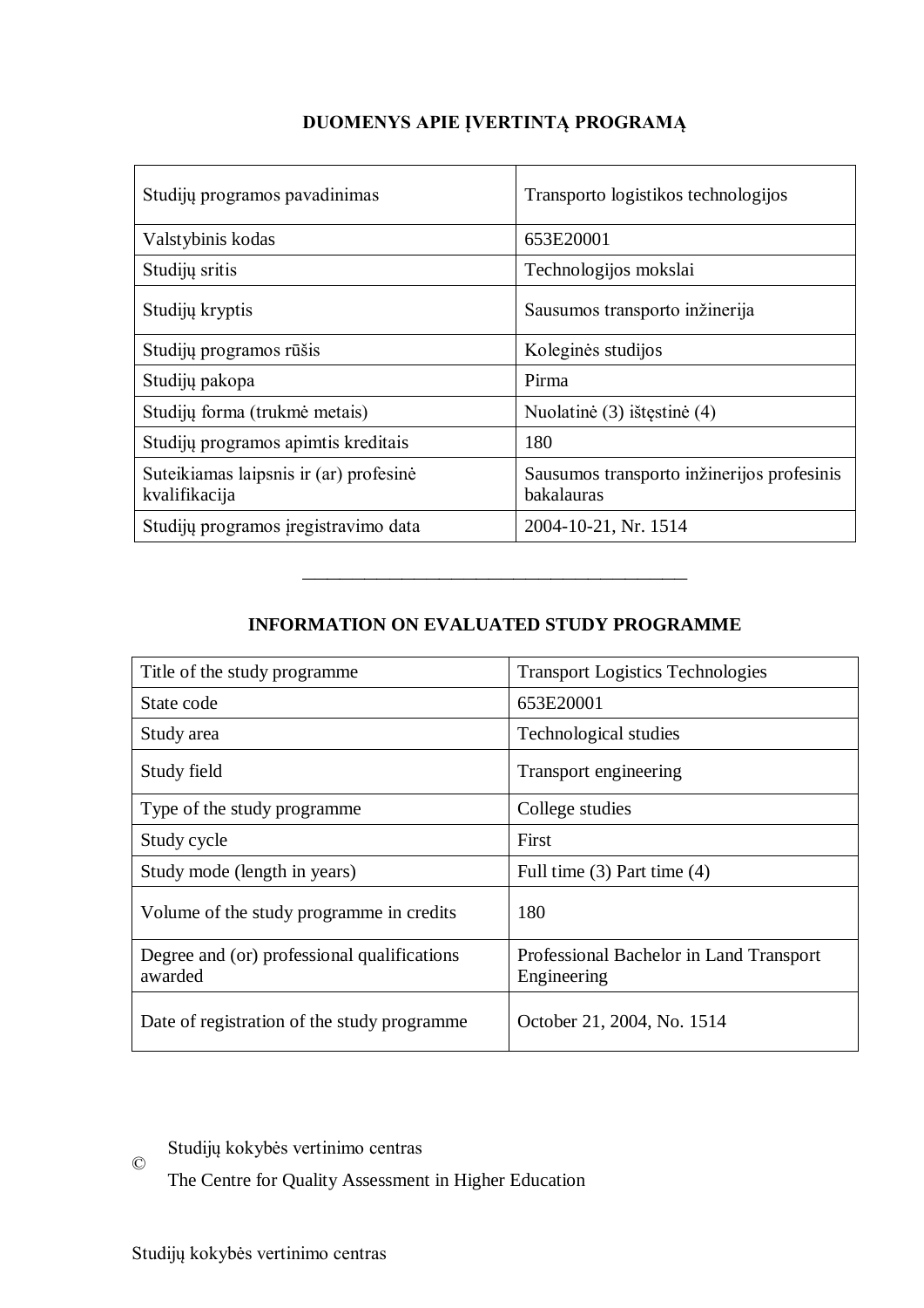# DUOMENYS APIE ĮVERTINTĄ PROGRAMĄ

| Studijų programos pavadinimas | Transporto logistikos technologijos |
|---|---|
| Valstybinis kodas | 653E20001 |
| Studijų sritis | Technologijos mokslai |
| Studijų kryptis | Sausumos transporto inžinerija |
| Studijų programos rūšis | Koleginės studijos |
| Studijų pakopa | Pirma |
| Studijų forma (trukmė metais) | Nuolatinė (3) ištęstinė (4) |
| Studijų programos apimtis kreditais | 180 |
| Suteikiamas laipsnis ir (ar) profesinė kvalifikacija | Sausumos transporto inžinerijos profesinis bakalauras |
| Studijų programos įregistravimo data | 2004-10-21, Nr. 1514 |

———————————————————————————

# INFORMATION ON EVALUATED STUDY PROGRAMME

| Title of the study programme | Transport Logistics Technologies |
|---|---|
| State code | 653E20001 |
| Study area | Technological studies |
| Study field | Transport engineering |
| Type of the study programme | College studies |
| Study cycle | First |
| Study mode (length in years) | Full time (3) Part time (4) |
| Volume of the study programme in credits | 180 |
| Degree and (or) professional qualifications awarded | Professional Bachelor in Land Transport Engineering |
| Date of registration of the study programme | October 21, 2004, No. 1514 |

© Studijų kokybės vertinimo centras

The Centre for Quality Assessment in Higher Education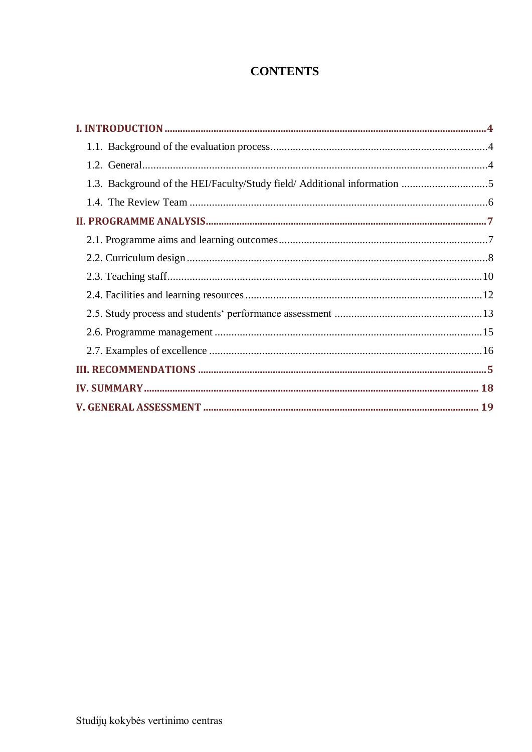# CONTENTS

I. INTRODUCTION ............................................................ 4

- 1.1. Background of the evaluation process ............................................................ 4
- 1.2. General ............................................................ 4
- 1.3. Background of the HEI/Faculty/Study field/ Additional information ............................................................ 5
- 1.4. The Review Team ............................................................ 6

II. PROGRAMME ANALYSIS ............................................................ 7

- 2.1. Programme aims and learning outcomes ............................................................ 7
- 2.2. Curriculum design ............................................................ 8
- 2.3. Teaching staff ............................................................ 10
- 2.4. Facilities and learning resources ............................................................ 12
- 2.5. Study process and students‘ performance assessment ............................................................ 13
- 2.6. Programme management ............................................................ 15
- 2.7. Examples of excellence ............................................................ 16

III. RECOMMENDATIONS ............................................................ 5

IV. SUMMARY ............................................................ 18

V. GENERAL ASSESSMENT ............................................................ 19

Studijų kokybės vertinimo centras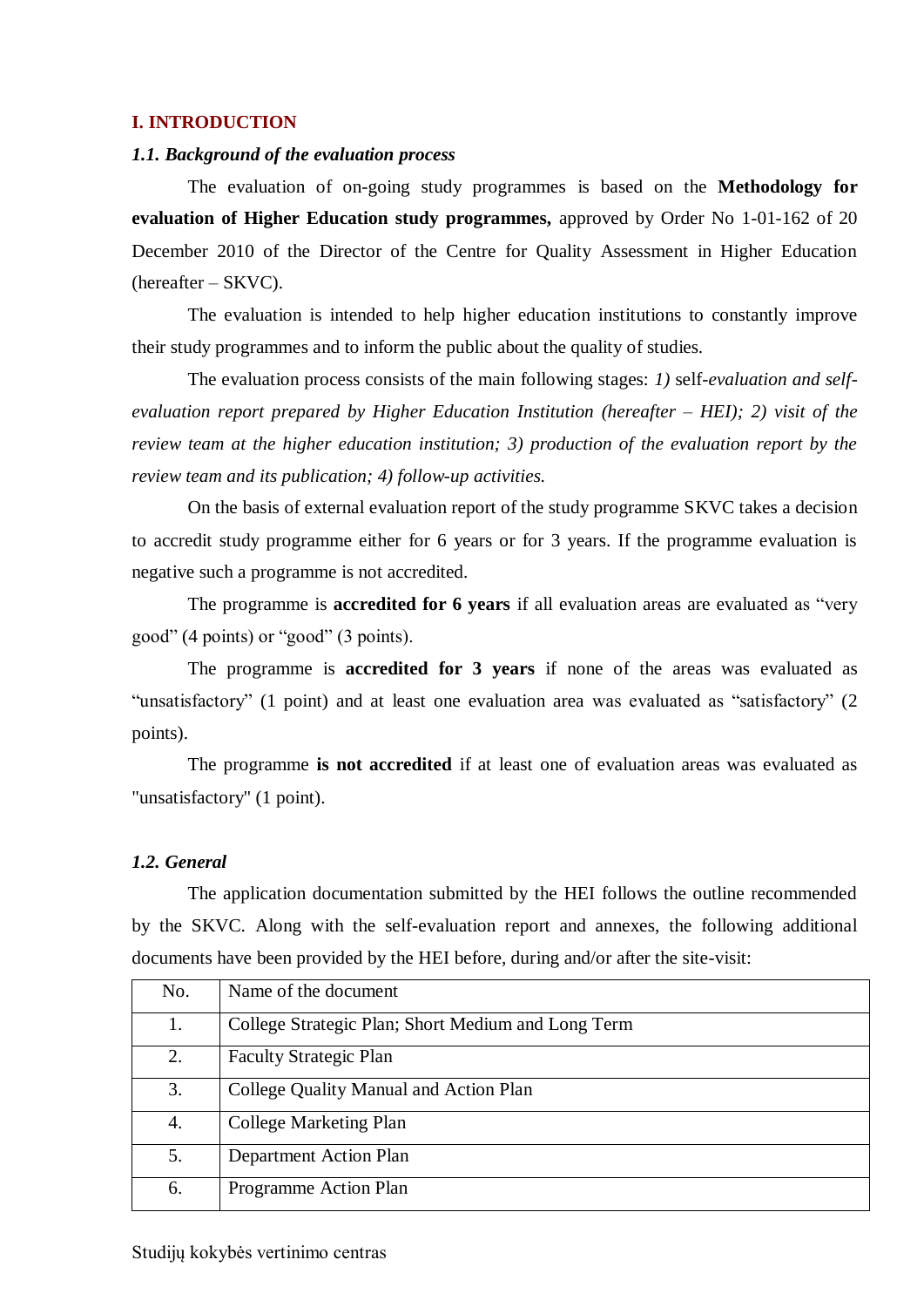## I. INTRODUCTION

### *1.1. Background of the evaluation process*

The evaluation of on-going study programmes is based on the **Methodology for evaluation of Higher Education study programmes,** approved by Order No 1-01-162 of 20 December 2010 of the Director of the Centre for Quality Assessment in Higher Education (hereafter – SKVC).

The evaluation is intended to help higher education institutions to constantly improve their study programmes and to inform the public about the quality of studies.

The evaluation process consists of the main following stages: *1)* self-*evaluation and self-evaluation report prepared by Higher Education Institution (hereafter – HEI); 2) visit of the review team at the higher education institution; 3) production of the evaluation report by the review team and its publication; 4) follow-up activities.*

On the basis of external evaluation report of the study programme SKVC takes a decision to accredit study programme either for 6 years or for 3 years. If the programme evaluation is negative such a programme is not accredited.

The programme is **accredited for 6 years** if all evaluation areas are evaluated as “very good” (4 points) or “good” (3 points).

The programme is **accredited for 3 years** if none of the areas was evaluated as “unsatisfactory” (1 point) and at least one evaluation area was evaluated as “satisfactory” (2 points).

The programme **is not accredited** if at least one of evaluation areas was evaluated as "unsatisfactory" (1 point).

### *1.2. General*

The application documentation submitted by the HEI follows the outline recommended by the SKVC. Along with the self-evaluation report and annexes, the following additional documents have been provided by the HEI before, during and/or after the site-visit:

| No. | Name of the document |
|---|---|
| 1. | College Strategic Plan; Short Medium and Long Term |
| 2. | Faculty Strategic Plan |
| 3. | College Quality Manual and Action Plan |
| 4. | College Marketing Plan |
| 5. | Department Action Plan |
| 6. | Programme Action Plan |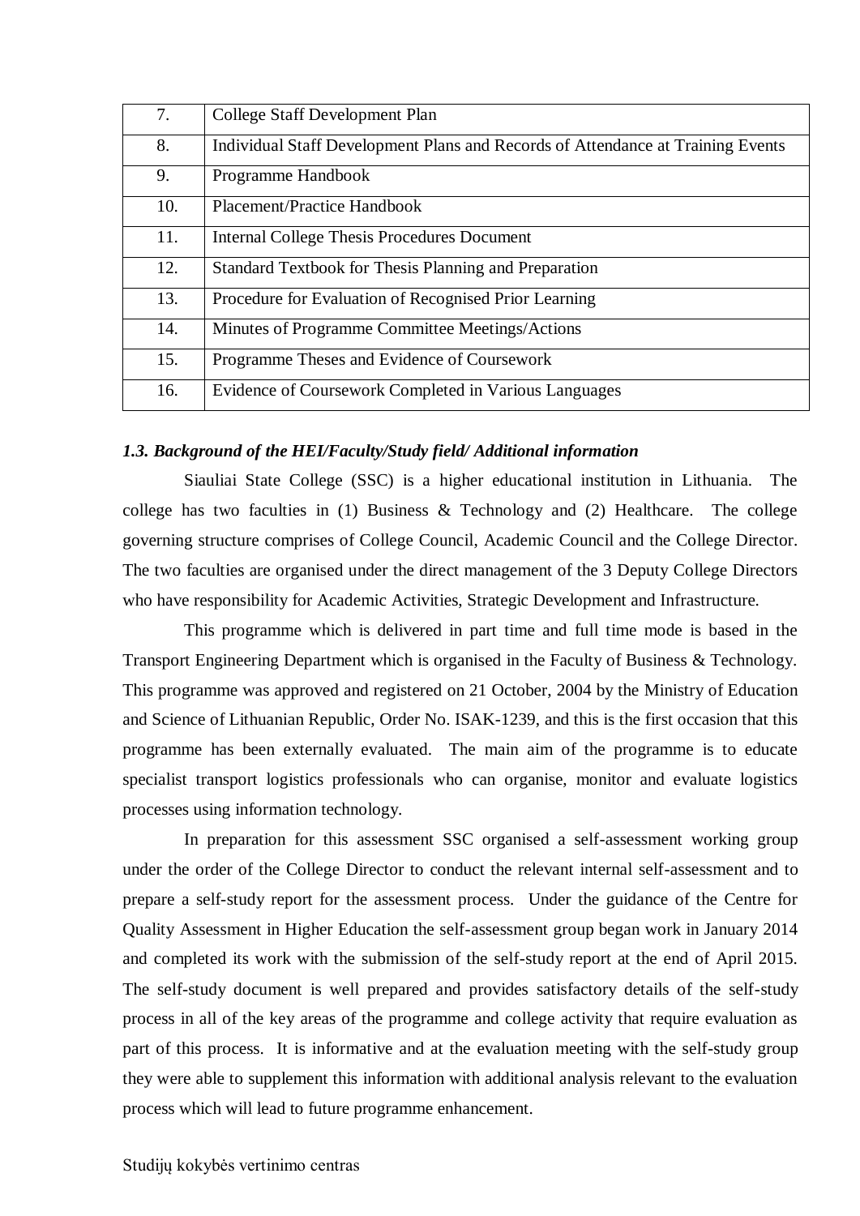| | |
|---|---|
| 7. | College Staff Development Plan |
| 8. | Individual Staff Development Plans and Records of Attendance at Training Events |
| 9. | Programme Handbook |
| 10. | Placement/Practice Handbook |
| 11. | Internal College Thesis Procedures Document |
| 12. | Standard Textbook for Thesis Planning and Preparation |
| 13. | Procedure for Evaluation of Recognised Prior Learning |
| 14. | Minutes of Programme Committee Meetings/Actions |
| 15. | Programme Theses and Evidence of Coursework |
| 16. | Evidence of Coursework Completed in Various Languages |

### *1.3. Background of the HEI/Faculty/Study field/ Additional information*

Siauliai State College (SSC) is a higher educational institution in Lithuania. The college has two faculties in (1) Business & Technology and (2) Healthcare. The college governing structure comprises of College Council, Academic Council and the College Director. The two faculties are organised under the direct management of the 3 Deputy College Directors who have responsibility for Academic Activities, Strategic Development and Infrastructure.

This programme which is delivered in part time and full time mode is based in the Transport Engineering Department which is organised in the Faculty of Business & Technology. This programme was approved and registered on 21 October, 2004 by the Ministry of Education and Science of Lithuanian Republic, Order No. ISAK-1239, and this is the first occasion that this programme has been externally evaluated. The main aim of the programme is to educate specialist transport logistics professionals who can organise, monitor and evaluate logistics processes using information technology.

In preparation for this assessment SSC organised a self-assessment working group under the order of the College Director to conduct the relevant internal self-assessment and to prepare a self-study report for the assessment process. Under the guidance of the Centre for Quality Assessment in Higher Education the self-assessment group began work in January 2014 and completed its work with the submission of the self-study report at the end of April 2015. The self-study document is well prepared and provides satisfactory details of the self-study process in all of the key areas of the programme and college activity that require evaluation as part of this process. It is informative and at the evaluation meeting with the self-study group they were able to supplement this information with additional analysis relevant to the evaluation process which will lead to future programme enhancement.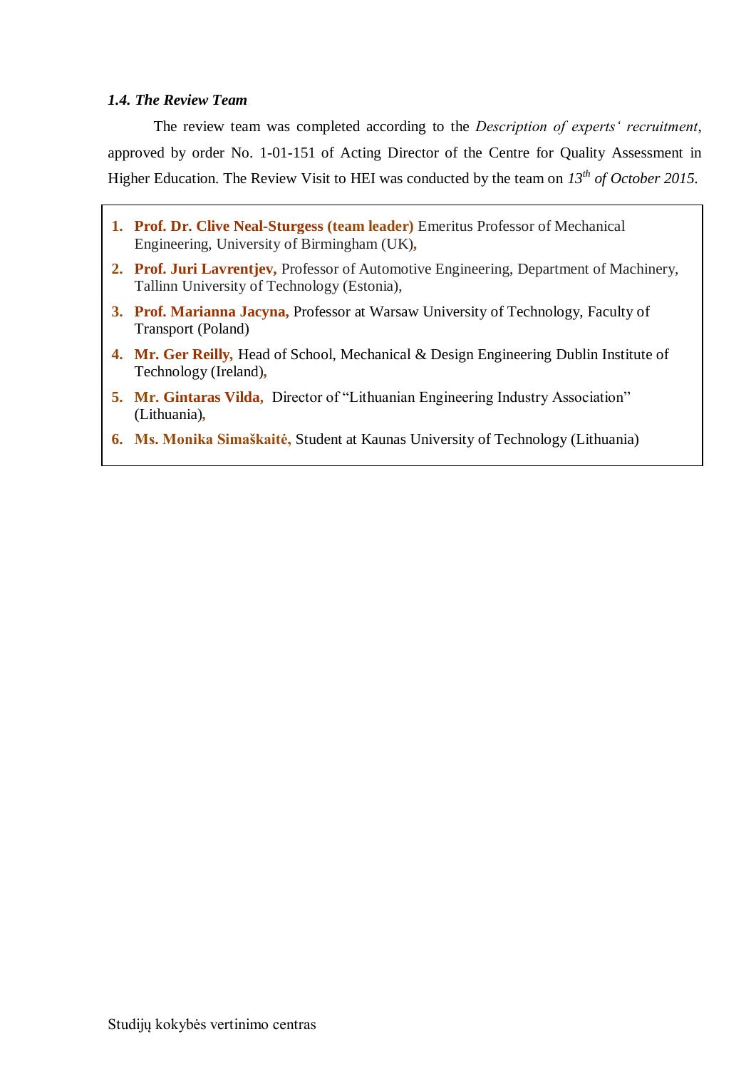### *1.4. The Review Team*

The review team was completed according to the *Description of experts' recruitment*, approved by order No. 1-01-151 of Acting Director of the Centre for Quality Assessment in Higher Education. The Review Visit to HEI was conducted by the team on *13th of October 2015.*

1. **Prof. Dr. Clive Neal-Sturgess (team leader)** Emeritus Professor of Mechanical Engineering, University of Birmingham (UK),
2. **Prof. Juri Lavrentjev,** Professor of Automotive Engineering, Department of Machinery, Tallinn University of Technology (Estonia),
3. **Prof. Marianna Jacyna,** Professor at Warsaw University of Technology, Faculty of Transport (Poland)
4. **Mr. Ger Reilly,** Head of School, Mechanical & Design Engineering Dublin Institute of Technology (Ireland),
5. **Mr. Gintaras Vilda,** Director of "Lithuanian Engineering Industry Association" (Lithuania),
6. **Ms. Monika Simaškaitė,** Student at Kaunas University of Technology (Lithuania)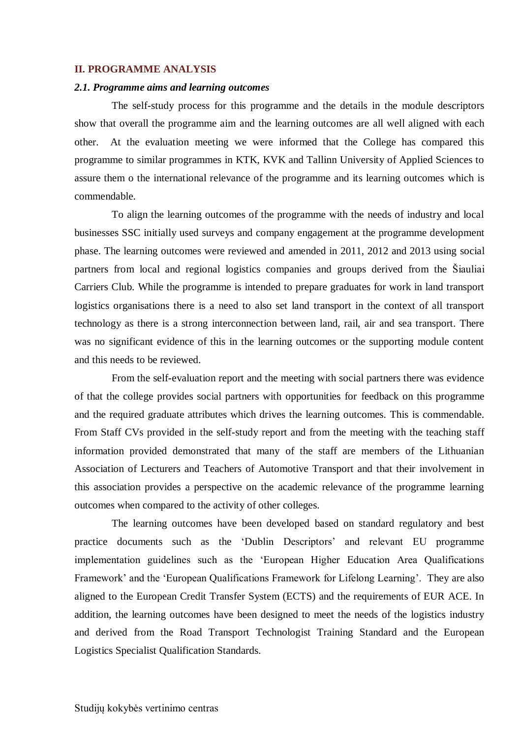## II. PROGRAMME ANALYSIS

### *2.1. Programme aims and learning outcomes*

The self-study process for this programme and the details in the module descriptors show that overall the programme aim and the learning outcomes are all well aligned with each other. At the evaluation meeting we were informed that the College has compared this programme to similar programmes in KTK, KVK and Tallinn University of Applied Sciences to assure them o the international relevance of the programme and its learning outcomes which is commendable.

To align the learning outcomes of the programme with the needs of industry and local businesses SSC initially used surveys and company engagement at the programme development phase. The learning outcomes were reviewed and amended in 2011, 2012 and 2013 using social partners from local and regional logistics companies and groups derived from the Šiauliai Carriers Club. While the programme is intended to prepare graduates for work in land transport logistics organisations there is a need to also set land transport in the context of all transport technology as there is a strong interconnection between land, rail, air and sea transport. There was no significant evidence of this in the learning outcomes or the supporting module content and this needs to be reviewed.

From the self-evaluation report and the meeting with social partners there was evidence of that the college provides social partners with opportunities for feedback on this programme and the required graduate attributes which drives the learning outcomes. This is commendable. From Staff CVs provided in the self-study report and from the meeting with the teaching staff information provided demonstrated that many of the staff are members of the Lithuanian Association of Lecturers and Teachers of Automotive Transport and that their involvement in this association provides a perspective on the academic relevance of the programme learning outcomes when compared to the activity of other colleges.

The learning outcomes have been developed based on standard regulatory and best practice documents such as the 'Dublin Descriptors' and relevant EU programme implementation guidelines such as the 'European Higher Education Area Qualifications Framework' and the 'European Qualifications Framework for Lifelong Learning'. They are also aligned to the European Credit Transfer System (ECTS) and the requirements of EUR ACE. In addition, the learning outcomes have been designed to meet the needs of the logistics industry and derived from the Road Transport Technologist Training Standard and the European Logistics Specialist Qualification Standards.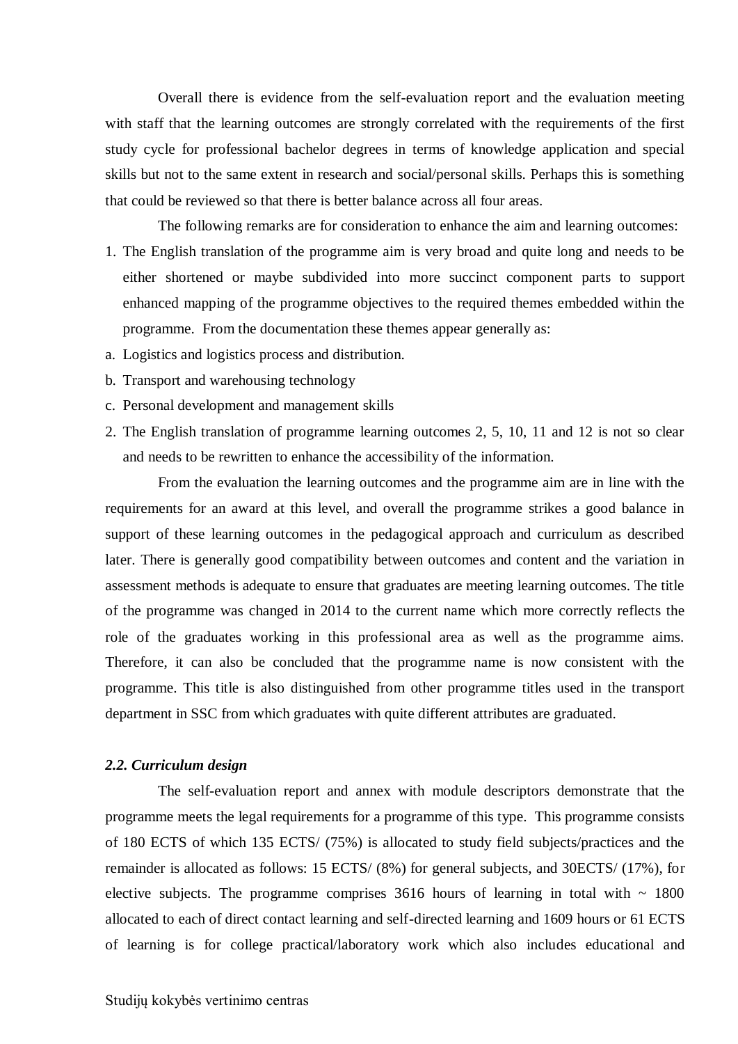Overall there is evidence from the self-evaluation report and the evaluation meeting with staff that the learning outcomes are strongly correlated with the requirements of the first study cycle for professional bachelor degrees in terms of knowledge application and special skills but not to the same extent in research and social/personal skills. Perhaps this is something that could be reviewed so that there is better balance across all four areas.

The following remarks are for consideration to enhance the aim and learning outcomes:

1. The English translation of the programme aim is very broad and quite long and needs to be either shortened or maybe subdivided into more succinct component parts to support enhanced mapping of the programme objectives to the required themes embedded within the programme. From the documentation these themes appear generally as:

a. Logistics and logistics process and distribution.
b. Transport and warehousing technology
c. Personal development and management skills

2. The English translation of programme learning outcomes 2, 5, 10, 11 and 12 is not so clear and needs to be rewritten to enhance the accessibility of the information.

From the evaluation the learning outcomes and the programme aim are in line with the requirements for an award at this level, and overall the programme strikes a good balance in support of these learning outcomes in the pedagogical approach and curriculum as described later. There is generally good compatibility between outcomes and content and the variation in assessment methods is adequate to ensure that graduates are meeting learning outcomes. The title of the programme was changed in 2014 to the current name which more correctly reflects the role of the graduates working in this professional area as well as the programme aims. Therefore, it can also be concluded that the programme name is now consistent with the programme. This title is also distinguished from other programme titles used in the transport department in SSC from which graduates with quite different attributes are graduated.

### *2.2. Curriculum design*

The self-evaluation report and annex with module descriptors demonstrate that the programme meets the legal requirements for a programme of this type. This programme consists of 180 ECTS of which 135 ECTS/ (75%) is allocated to study field subjects/practices and the remainder is allocated as follows: 15 ECTS/ (8%) for general subjects, and 30ECTS/ (17%), for elective subjects. The programme comprises 3616 hours of learning in total with ~ 1800 allocated to each of direct contact learning and self-directed learning and 1609 hours or 61 ECTS of learning is for college practical/laboratory work which also includes educational and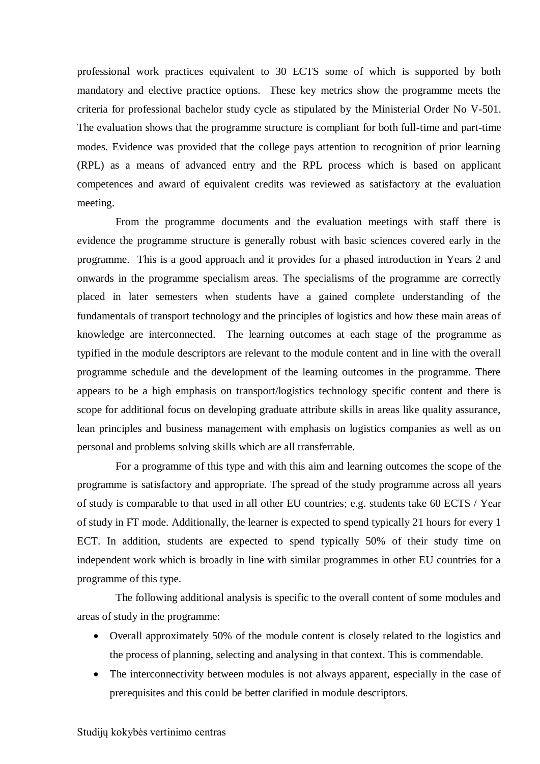professional work practices equivalent to 30 ECTS some of which is supported by both mandatory and elective practice options. These key metrics show the programme meets the criteria for professional bachelor study cycle as stipulated by the Ministerial Order No V-501. The evaluation shows that the programme structure is compliant for both full-time and part-time modes. Evidence was provided that the college pays attention to recognition of prior learning (RPL) as a means of advanced entry and the RPL process which is based on applicant competences and award of equivalent credits was reviewed as satisfactory at the evaluation meeting.

From the programme documents and the evaluation meetings with staff there is evidence the programme structure is generally robust with basic sciences covered early in the programme. This is a good approach and it provides for a phased introduction in Years 2 and onwards in the programme specialism areas. The specialisms of the programme are correctly placed in later semesters when students have a gained complete understanding of the fundamentals of transport technology and the principles of logistics and how these main areas of knowledge are interconnected. The learning outcomes at each stage of the programme as typified in the module descriptors are relevant to the module content and in line with the overall programme schedule and the development of the learning outcomes in the programme. There appears to be a high emphasis on transport/logistics technology specific content and there is scope for additional focus on developing graduate attribute skills in areas like quality assurance, lean principles and business management with emphasis on logistics companies as well as on personal and problems solving skills which are all transferrable.

For a programme of this type and with this aim and learning outcomes the scope of the programme is satisfactory and appropriate. The spread of the study programme across all years of study is comparable to that used in all other EU countries; e.g. students take 60 ECTS / Year of study in FT mode. Additionally, the learner is expected to spend typically 21 hours for every 1 ECT. In addition, students are expected to spend typically 50% of their study time on independent work which is broadly in line with similar programmes in other EU countries for a programme of this type.

The following additional analysis is specific to the overall content of some modules and areas of study in the programme:

- Overall approximately 50% of the module content is closely related to the logistics and the process of planning, selecting and analysing in that context. This is commendable.
- The interconnectivity between modules is not always apparent, especially in the case of prerequisites and this could be better clarified in module descriptors.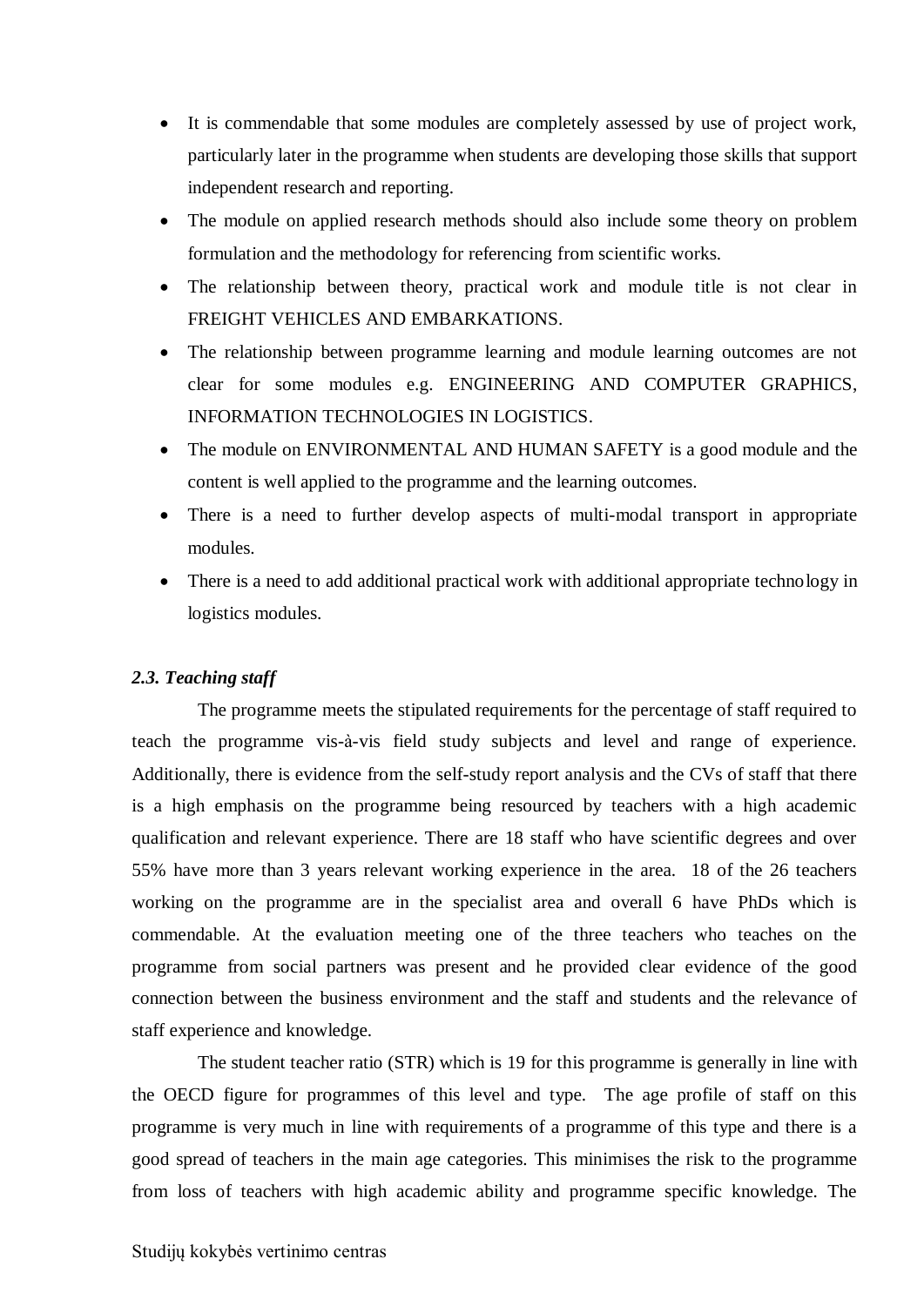- It is commendable that some modules are completely assessed by use of project work, particularly later in the programme when students are developing those skills that support independent research and reporting.
- The module on applied research methods should also include some theory on problem formulation and the methodology for referencing from scientific works.
- The relationship between theory, practical work and module title is not clear in FREIGHT VEHICLES AND EMBARKATIONS.
- The relationship between programme learning and module learning outcomes are not clear for some modules e.g. ENGINEERING AND COMPUTER GRAPHICS, INFORMATION TECHNOLOGIES IN LOGISTICS.
- The module on ENVIRONMENTAL AND HUMAN SAFETY is a good module and the content is well applied to the programme and the learning outcomes.
- There is a need to further develop aspects of multi-modal transport in appropriate modules.
- There is a need to add additional practical work with additional appropriate technology in logistics modules.

### *2.3. Teaching staff*

The programme meets the stipulated requirements for the percentage of staff required to teach the programme vis-à-vis field study subjects and level and range of experience. Additionally, there is evidence from the self-study report analysis and the CVs of staff that there is a high emphasis on the programme being resourced by teachers with a high academic qualification and relevant experience. There are 18 staff who have scientific degrees and over 55% have more than 3 years relevant working experience in the area. 18 of the 26 teachers working on the programme are in the specialist area and overall 6 have PhDs which is commendable. At the evaluation meeting one of the three teachers who teaches on the programme from social partners was present and he provided clear evidence of the good connection between the business environment and the staff and students and the relevance of staff experience and knowledge.

The student teacher ratio (STR) which is 19 for this programme is generally in line with the OECD figure for programmes of this level and type. The age profile of staff on this programme is very much in line with requirements of a programme of this type and there is a good spread of teachers in the main age categories. This minimises the risk to the programme from loss of teachers with high academic ability and programme specific knowledge. The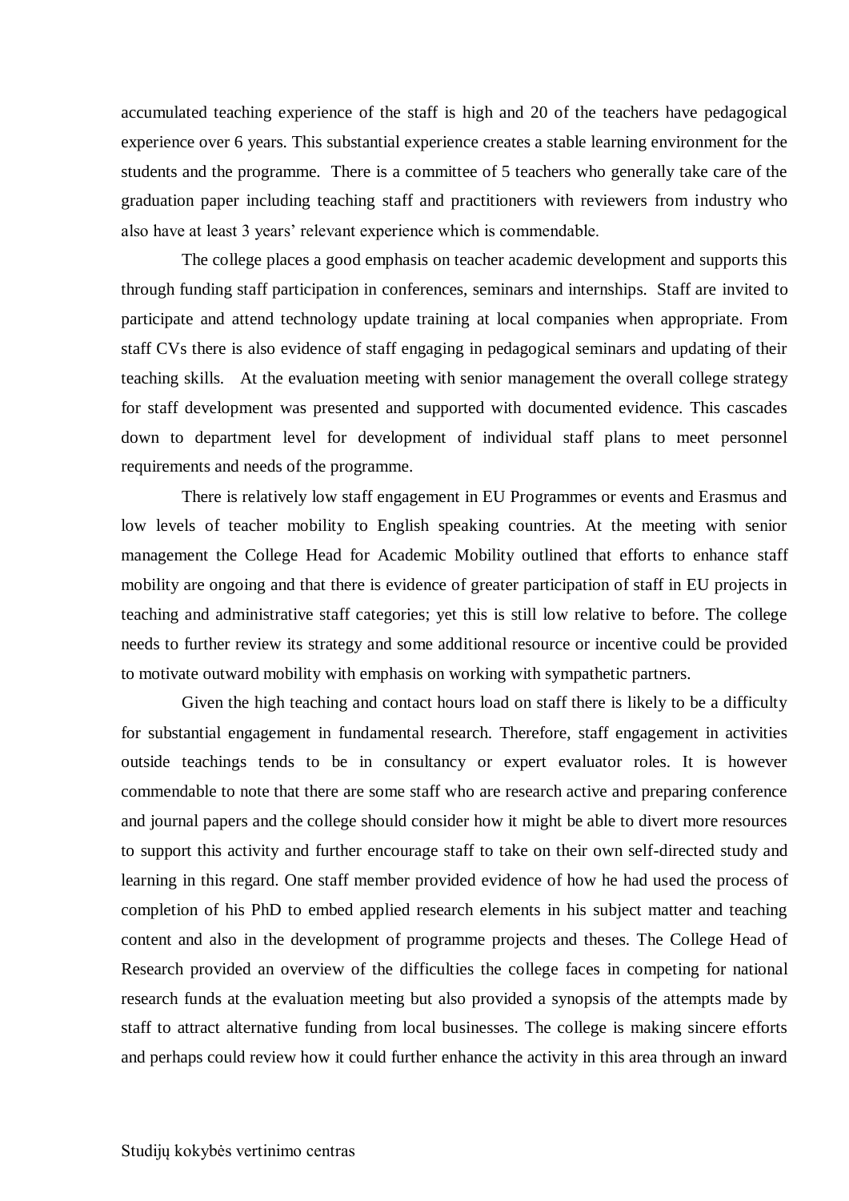accumulated teaching experience of the staff is high and 20 of the teachers have pedagogical experience over 6 years. This substantial experience creates a stable learning environment for the students and the programme. There is a committee of 5 teachers who generally take care of the graduation paper including teaching staff and practitioners with reviewers from industry who also have at least 3 years' relevant experience which is commendable.

The college places a good emphasis on teacher academic development and supports this through funding staff participation in conferences, seminars and internships. Staff are invited to participate and attend technology update training at local companies when appropriate. From staff CVs there is also evidence of staff engaging in pedagogical seminars and updating of their teaching skills. At the evaluation meeting with senior management the overall college strategy for staff development was presented and supported with documented evidence. This cascades down to department level for development of individual staff plans to meet personnel requirements and needs of the programme.

There is relatively low staff engagement in EU Programmes or events and Erasmus and low levels of teacher mobility to English speaking countries. At the meeting with senior management the College Head for Academic Mobility outlined that efforts to enhance staff mobility are ongoing and that there is evidence of greater participation of staff in EU projects in teaching and administrative staff categories; yet this is still low relative to before. The college needs to further review its strategy and some additional resource or incentive could be provided to motivate outward mobility with emphasis on working with sympathetic partners.

Given the high teaching and contact hours load on staff there is likely to be a difficulty for substantial engagement in fundamental research. Therefore, staff engagement in activities outside teachings tends to be in consultancy or expert evaluator roles. It is however commendable to note that there are some staff who are research active and preparing conference and journal papers and the college should consider how it might be able to divert more resources to support this activity and further encourage staff to take on their own self-directed study and learning in this regard. One staff member provided evidence of how he had used the process of completion of his PhD to embed applied research elements in his subject matter and teaching content and also in the development of programme projects and theses. The College Head of Research provided an overview of the difficulties the college faces in competing for national research funds at the evaluation meeting but also provided a synopsis of the attempts made by staff to attract alternative funding from local businesses. The college is making sincere efforts and perhaps could review how it could further enhance the activity in this area through an inward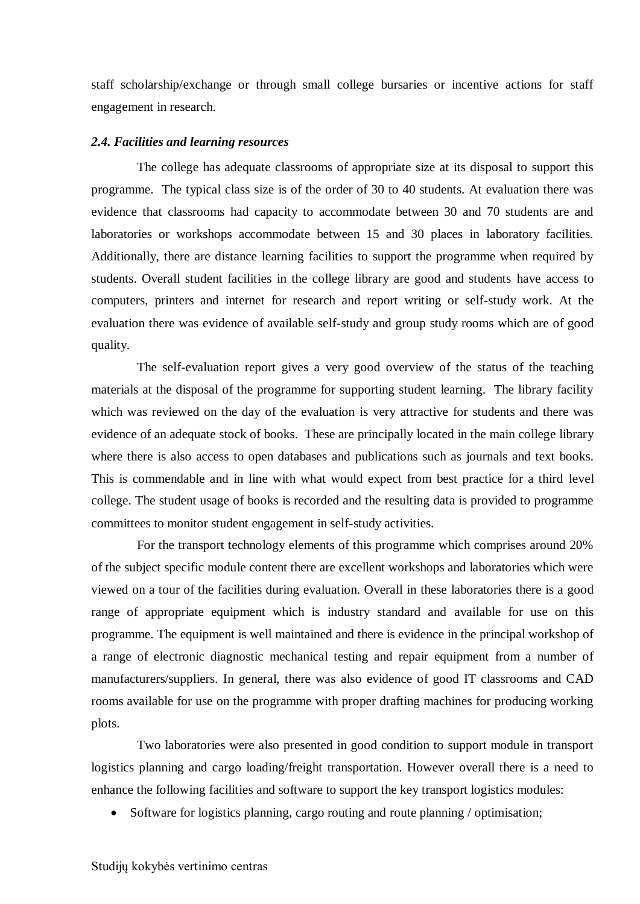staff scholarship/exchange or through small college bursaries or incentive actions for staff engagement in research.

### *2.4. Facilities and learning resources*

The college has adequate classrooms of appropriate size at its disposal to support this programme. The typical class size is of the order of 30 to 40 students. At evaluation there was evidence that classrooms had capacity to accommodate between 30 and 70 students are and laboratories or workshops accommodate between 15 and 30 places in laboratory facilities. Additionally, there are distance learning facilities to support the programme when required by students. Overall student facilities in the college library are good and students have access to computers, printers and internet for research and report writing or self-study work. At the evaluation there was evidence of available self-study and group study rooms which are of good quality.

The self-evaluation report gives a very good overview of the status of the teaching materials at the disposal of the programme for supporting student learning. The library facility which was reviewed on the day of the evaluation is very attractive for students and there was evidence of an adequate stock of books. These are principally located in the main college library where there is also access to open databases and publications such as journals and text books. This is commendable and in line with what would expect from best practice for a third level college. The student usage of books is recorded and the resulting data is provided to programme committees to monitor student engagement in self-study activities.

For the transport technology elements of this programme which comprises around 20% of the subject specific module content there are excellent workshops and laboratories which were viewed on a tour of the facilities during evaluation. Overall in these laboratories there is a good range of appropriate equipment which is industry standard and available for use on this programme. The equipment is well maintained and there is evidence in the principal workshop of a range of electronic diagnostic mechanical testing and repair equipment from a number of manufacturers/suppliers. In general, there was also evidence of good IT classrooms and CAD rooms available for use on the programme with proper drafting machines for producing working plots.

Two laboratories were also presented in good condition to support module in transport logistics planning and cargo loading/freight transportation. However overall there is a need to enhance the following facilities and software to support the key transport logistics modules:

- Software for logistics planning, cargo routing and route planning / optimisation;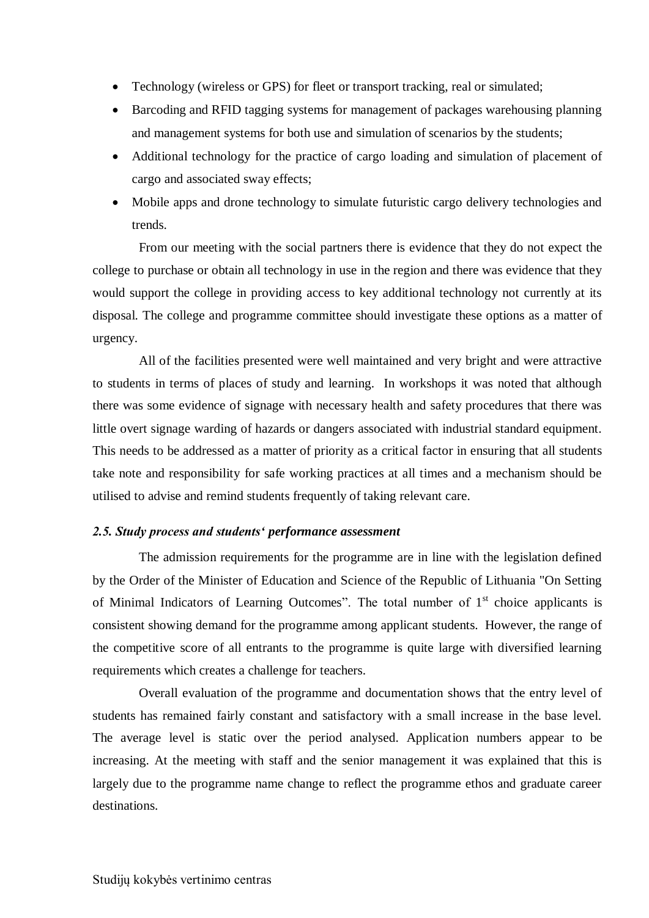- Technology (wireless or GPS) for fleet or transport tracking, real or simulated;
- Barcoding and RFID tagging systems for management of packages warehousing planning and management systems for both use and simulation of scenarios by the students;
- Additional technology for the practice of cargo loading and simulation of placement of cargo and associated sway effects;
- Mobile apps and drone technology to simulate futuristic cargo delivery technologies and trends.

From our meeting with the social partners there is evidence that they do not expect the college to purchase or obtain all technology in use in the region and there was evidence that they would support the college in providing access to key additional technology not currently at its disposal. The college and programme committee should investigate these options as a matter of urgency.

All of the facilities presented were well maintained and very bright and were attractive to students in terms of places of study and learning. In workshops it was noted that although there was some evidence of signage with necessary health and safety procedures that there was little overt signage warding of hazards or dangers associated with industrial standard equipment. This needs to be addressed as a matter of priority as a critical factor in ensuring that all students take note and responsibility for safe working practices at all times and a mechanism should be utilised to advise and remind students frequently of taking relevant care.

### *2.5. Study process and students' performance assessment*

The admission requirements for the programme are in line with the legislation defined by the Order of the Minister of Education and Science of the Republic of Lithuania "On Setting of Minimal Indicators of Learning Outcomes". The total number of 1st choice applicants is consistent showing demand for the programme among applicant students. However, the range of the competitive score of all entrants to the programme is quite large with diversified learning requirements which creates a challenge for teachers.

Overall evaluation of the programme and documentation shows that the entry level of students has remained fairly constant and satisfactory with a small increase in the base level. The average level is static over the period analysed. Application numbers appear to be increasing. At the meeting with staff and the senior management it was explained that this is largely due to the programme name change to reflect the programme ethos and graduate career destinations.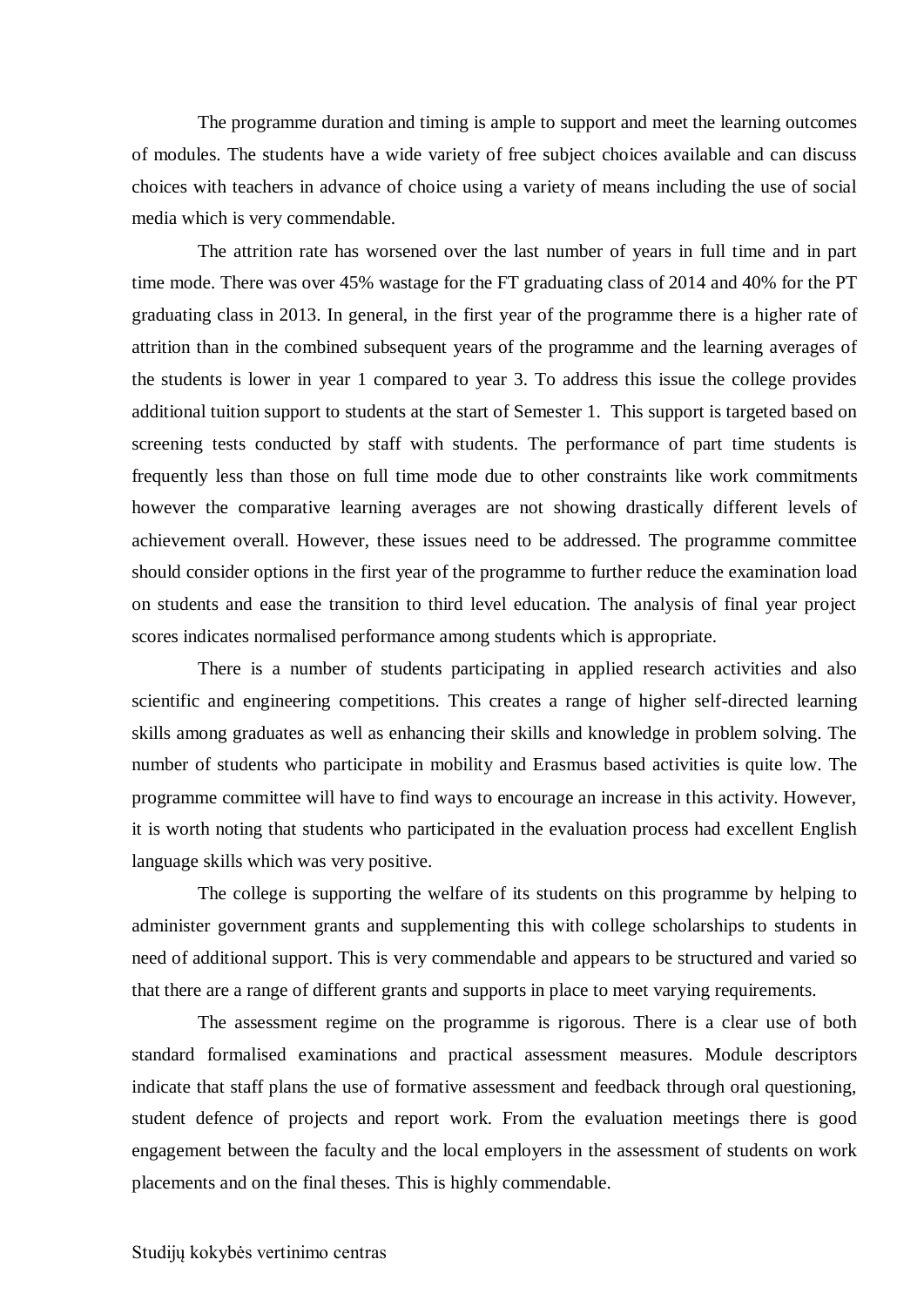The programme duration and timing is ample to support and meet the learning outcomes of modules. The students have a wide variety of free subject choices available and can discuss choices with teachers in advance of choice using a variety of means including the use of social media which is very commendable.

The attrition rate has worsened over the last number of years in full time and in part time mode. There was over 45% wastage for the FT graduating class of 2014 and 40% for the PT graduating class in 2013. In general, in the first year of the programme there is a higher rate of attrition than in the combined subsequent years of the programme and the learning averages of the students is lower in year 1 compared to year 3. To address this issue the college provides additional tuition support to students at the start of Semester 1. This support is targeted based on screening tests conducted by staff with students. The performance of part time students is frequently less than those on full time mode due to other constraints like work commitments however the comparative learning averages are not showing drastically different levels of achievement overall. However, these issues need to be addressed. The programme committee should consider options in the first year of the programme to further reduce the examination load on students and ease the transition to third level education. The analysis of final year project scores indicates normalised performance among students which is appropriate.

There is a number of students participating in applied research activities and also scientific and engineering competitions. This creates a range of higher self-directed learning skills among graduates as well as enhancing their skills and knowledge in problem solving. The number of students who participate in mobility and Erasmus based activities is quite low. The programme committee will have to find ways to encourage an increase in this activity. However, it is worth noting that students who participated in the evaluation process had excellent English language skills which was very positive.

The college is supporting the welfare of its students on this programme by helping to administer government grants and supplementing this with college scholarships to students in need of additional support. This is very commendable and appears to be structured and varied so that there are a range of different grants and supports in place to meet varying requirements.

The assessment regime on the programme is rigorous. There is a clear use of both standard formalised examinations and practical assessment measures. Module descriptors indicate that staff plans the use of formative assessment and feedback through oral questioning, student defence of projects and report work. From the evaluation meetings there is good engagement between the faculty and the local employers in the assessment of students on work placements and on the final theses. This is highly commendable.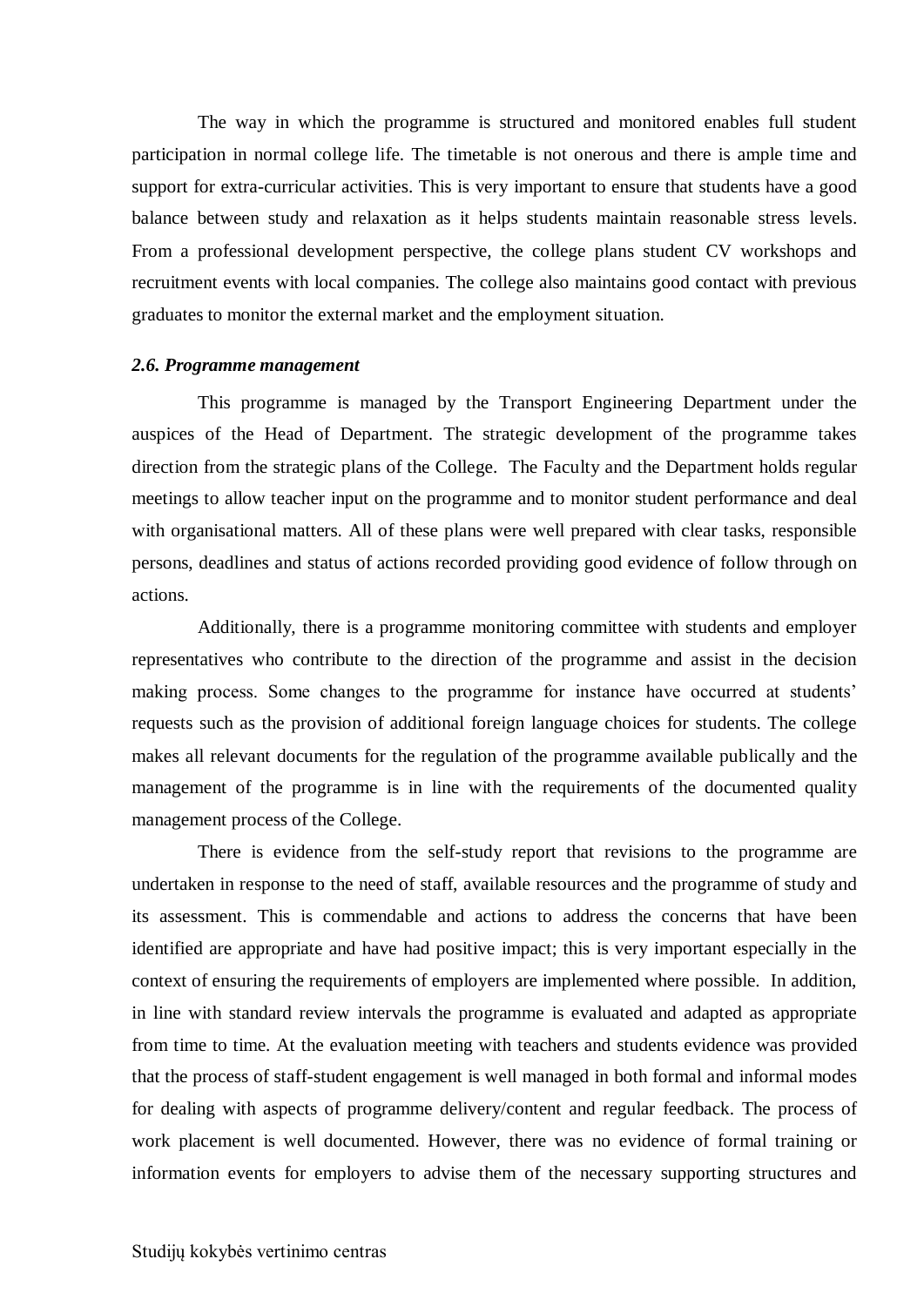The way in which the programme is structured and monitored enables full student participation in normal college life. The timetable is not onerous and there is ample time and support for extra-curricular activities. This is very important to ensure that students have a good balance between study and relaxation as it helps students maintain reasonable stress levels. From a professional development perspective, the college plans student CV workshops and recruitment events with local companies. The college also maintains good contact with previous graduates to monitor the external market and the employment situation.

***2.6. Programme management***

This programme is managed by the Transport Engineering Department under the auspices of the Head of Department. The strategic development of the programme takes direction from the strategic plans of the College. The Faculty and the Department holds regular meetings to allow teacher input on the programme and to monitor student performance and deal with organisational matters. All of these plans were well prepared with clear tasks, responsible persons, deadlines and status of actions recorded providing good evidence of follow through on actions.

Additionally, there is a programme monitoring committee with students and employer representatives who contribute to the direction of the programme and assist in the decision making process. Some changes to the programme for instance have occurred at students' requests such as the provision of additional foreign language choices for students. The college makes all relevant documents for the regulation of the programme available publically and the management of the programme is in line with the requirements of the documented quality management process of the College.

There is evidence from the self-study report that revisions to the programme are undertaken in response to the need of staff, available resources and the programme of study and its assessment. This is commendable and actions to address the concerns that have been identified are appropriate and have had positive impact; this is very important especially in the context of ensuring the requirements of employers are implemented where possible. In addition, in line with standard review intervals the programme is evaluated and adapted as appropriate from time to time. At the evaluation meeting with teachers and students evidence was provided that the process of staff-student engagement is well managed in both formal and informal modes for dealing with aspects of programme delivery/content and regular feedback. The process of work placement is well documented. However, there was no evidence of formal training or information events for employers to advise them of the necessary supporting structures and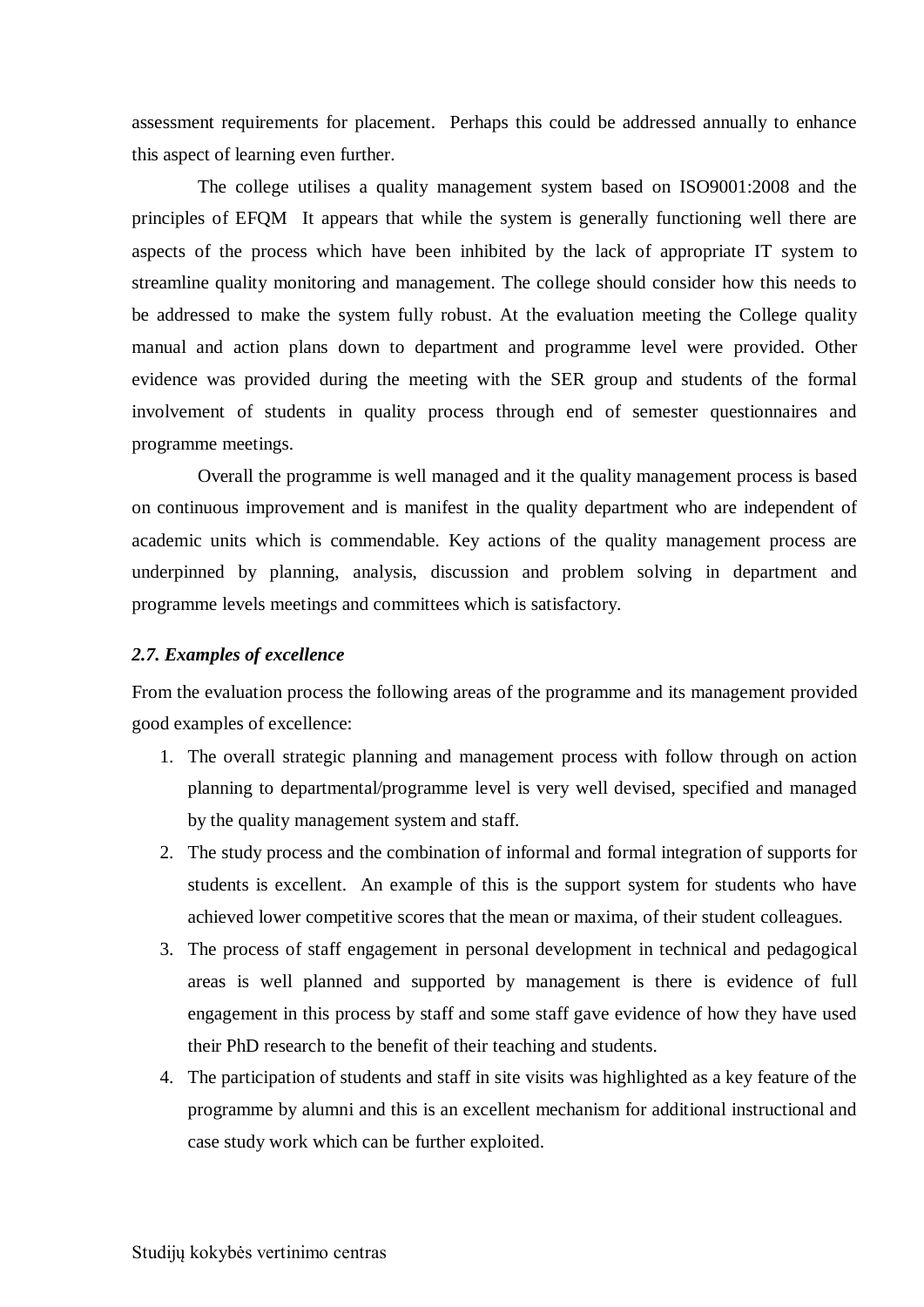assessment requirements for placement. Perhaps this could be addressed annually to enhance this aspect of learning even further.

The college utilises a quality management system based on ISO9001:2008 and the principles of EFQM It appears that while the system is generally functioning well there are aspects of the process which have been inhibited by the lack of appropriate IT system to streamline quality monitoring and management. The college should consider how this needs to be addressed to make the system fully robust. At the evaluation meeting the College quality manual and action plans down to department and programme level were provided. Other evidence was provided during the meeting with the SER group and students of the formal involvement of students in quality process through end of semester questionnaires and programme meetings.

Overall the programme is well managed and it the quality management process is based on continuous improvement and is manifest in the quality department who are independent of academic units which is commendable. Key actions of the quality management process are underpinned by planning, analysis, discussion and problem solving in department and programme levels meetings and committees which is satisfactory.

***2.7. Examples of excellence***

From the evaluation process the following areas of the programme and its management provided good examples of excellence:

1. The overall strategic planning and management process with follow through on action planning to departmental/programme level is very well devised, specified and managed by the quality management system and staff.
2. The study process and the combination of informal and formal integration of supports for students is excellent. An example of this is the support system for students who have achieved lower competitive scores that the mean or maxima, of their student colleagues.
3. The process of staff engagement in personal development in technical and pedagogical areas is well planned and supported by management is there is evidence of full engagement in this process by staff and some staff gave evidence of how they have used their PhD research to the benefit of their teaching and students.
4. The participation of students and staff in site visits was highlighted as a key feature of the programme by alumni and this is an excellent mechanism for additional instructional and case study work which can be further exploited.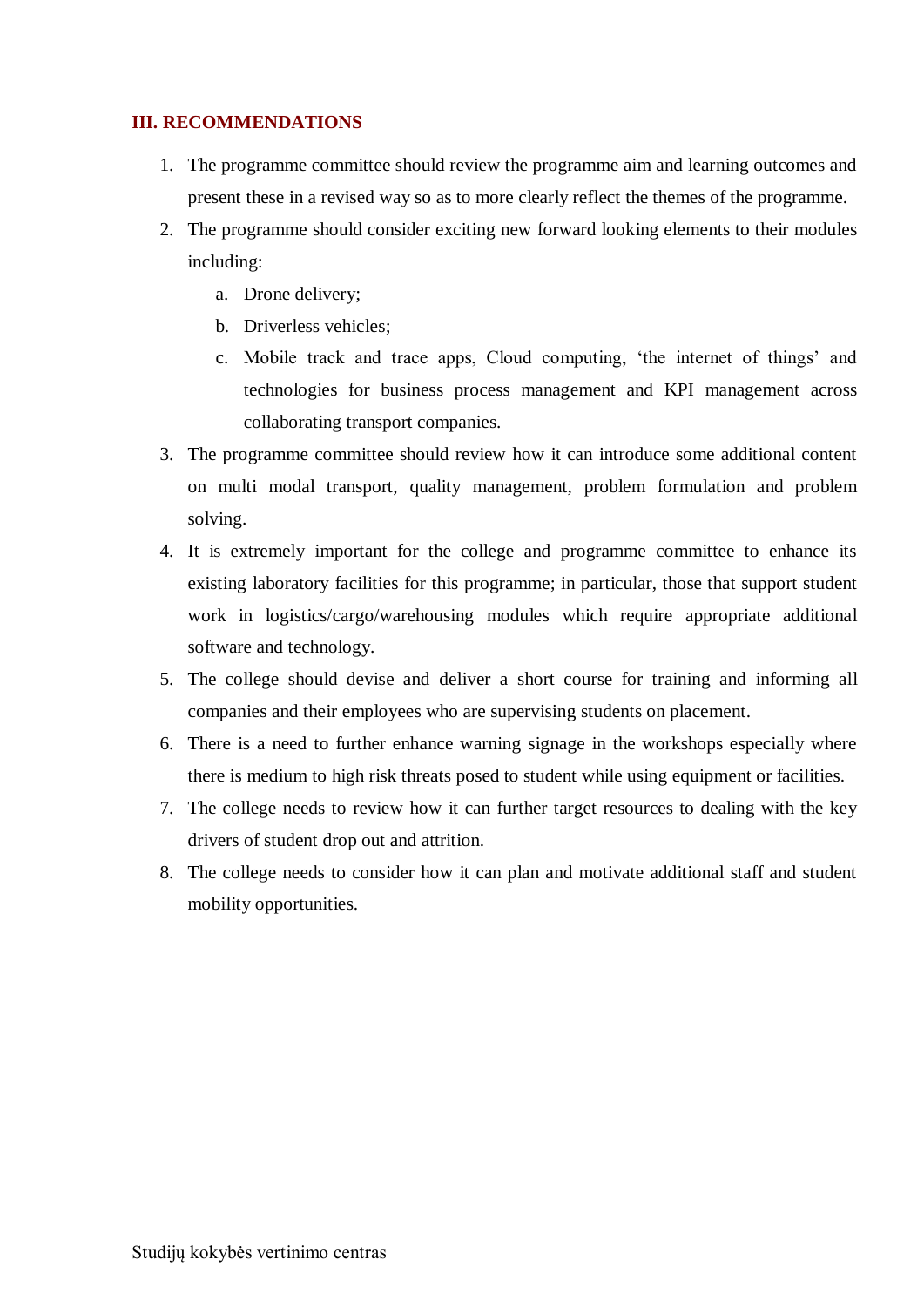## III. RECOMMENDATIONS

1. The programme committee should review the programme aim and learning outcomes and present these in a revised way so as to more clearly reflect the themes of the programme.
2. The programme should consider exciting new forward looking elements to their modules including:
   a. Drone delivery;
   b. Driverless vehicles;
   c. Mobile track and trace apps, Cloud computing, 'the internet of things' and technologies for business process management and KPI management across collaborating transport companies.
3. The programme committee should review how it can introduce some additional content on multi modal transport, quality management, problem formulation and problem solving.
4. It is extremely important for the college and programme committee to enhance its existing laboratory facilities for this programme; in particular, those that support student work in logistics/cargo/warehousing modules which require appropriate additional software and technology.
5. The college should devise and deliver a short course for training and informing all companies and their employees who are supervising students on placement.
6. There is a need to further enhance warning signage in the workshops especially where there is medium to high risk threats posed to student while using equipment or facilities.
7. The college needs to review how it can further target resources to dealing with the key drivers of student drop out and attrition.
8. The college needs to consider how it can plan and motivate additional staff and student mobility opportunities.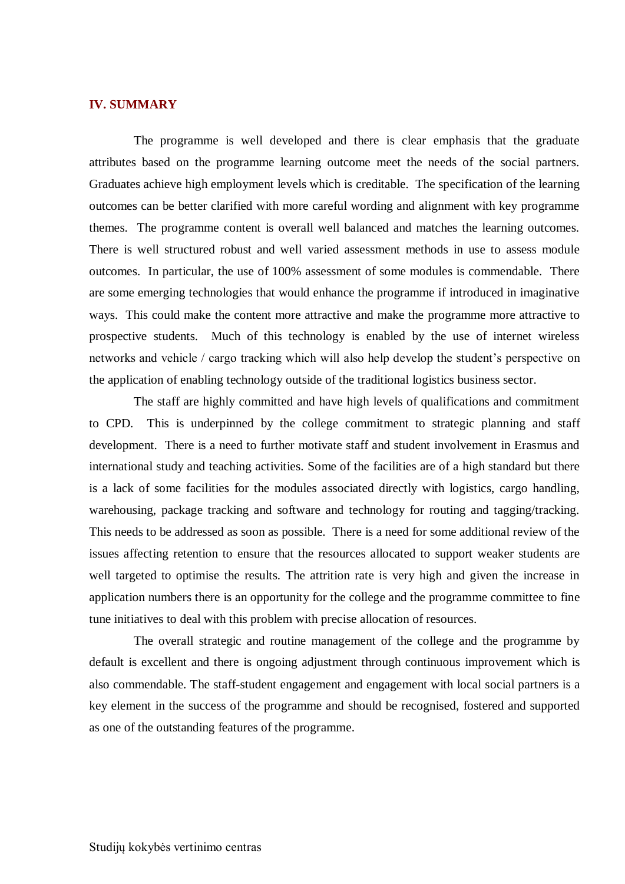## IV. SUMMARY

The programme is well developed and there is clear emphasis that the graduate attributes based on the programme learning outcome meet the needs of the social partners. Graduates achieve high employment levels which is creditable. The specification of the learning outcomes can be better clarified with more careful wording and alignment with key programme themes. The programme content is overall well balanced and matches the learning outcomes. There is well structured robust and well varied assessment methods in use to assess module outcomes. In particular, the use of 100% assessment of some modules is commendable. There are some emerging technologies that would enhance the programme if introduced in imaginative ways. This could make the content more attractive and make the programme more attractive to prospective students. Much of this technology is enabled by the use of internet wireless networks and vehicle / cargo tracking which will also help develop the student's perspective on the application of enabling technology outside of the traditional logistics business sector.

The staff are highly committed and have high levels of qualifications and commitment to CPD. This is underpinned by the college commitment to strategic planning and staff development. There is a need to further motivate staff and student involvement in Erasmus and international study and teaching activities. Some of the facilities are of a high standard but there is a lack of some facilities for the modules associated directly with logistics, cargo handling, warehousing, package tracking and software and technology for routing and tagging/tracking. This needs to be addressed as soon as possible. There is a need for some additional review of the issues affecting retention to ensure that the resources allocated to support weaker students are well targeted to optimise the results. The attrition rate is very high and given the increase in application numbers there is an opportunity for the college and the programme committee to fine tune initiatives to deal with this problem with precise allocation of resources.

The overall strategic and routine management of the college and the programme by default is excellent and there is ongoing adjustment through continuous improvement which is also commendable. The staff-student engagement and engagement with local social partners is a key element in the success of the programme and should be recognised, fostered and supported as one of the outstanding features of the programme.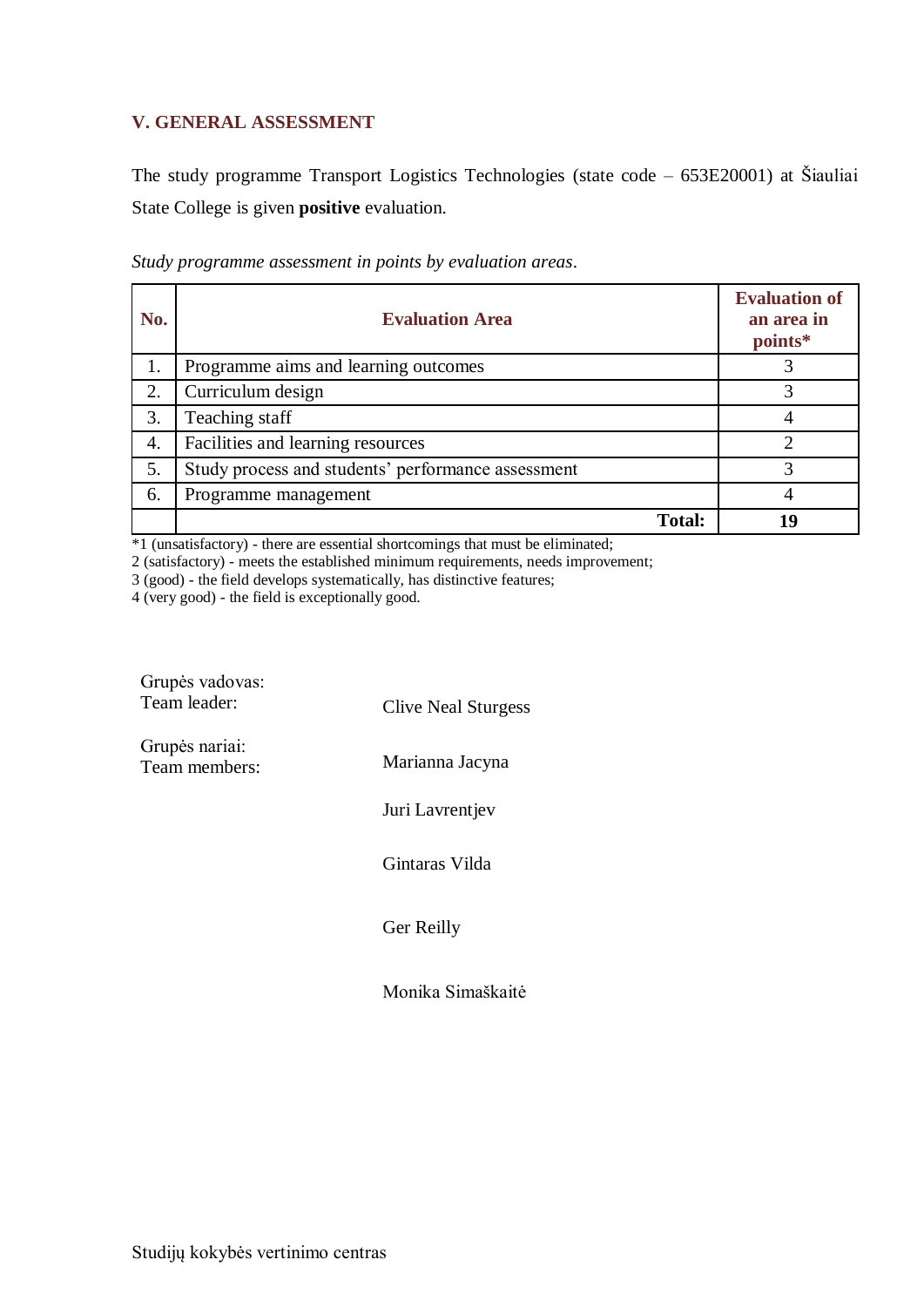## V. GENERAL ASSESSMENT

The study programme Transport Logistics Technologies (state code – 653E20001) at Šiauliai State College is given **positive** evaluation.

*Study programme assessment in points by evaluation areas*.

| No. | Evaluation Area | Evaluation of an area in points* |
|---|---|---|
| 1. | Programme aims and learning outcomes | 3 |
| 2. | Curriculum design | 3 |
| 3. | Teaching staff | 4 |
| 4. | Facilities and learning resources | 2 |
| 5. | Study process and students' performance assessment | 3 |
| 6. | Programme management | 4 |
| | **Total:** | **19** |

*1 (unsatisfactory) - there are essential shortcomings that must be eliminated;
2 (satisfactory) - meets the established minimum requirements, needs improvement;
3 (good) - the field develops systematically, has distinctive features;
4 (very good) - the field is exceptionally good.

Grupės vadovas:
Team leader: Clive Neal Sturgess

Grupės nariai:
Team members: Marianna Jacyna

Juri Lavrentjev

Gintaras Vilda

Ger Reilly

Monika Simaškaitė

Studijų kokybės vertinimo centras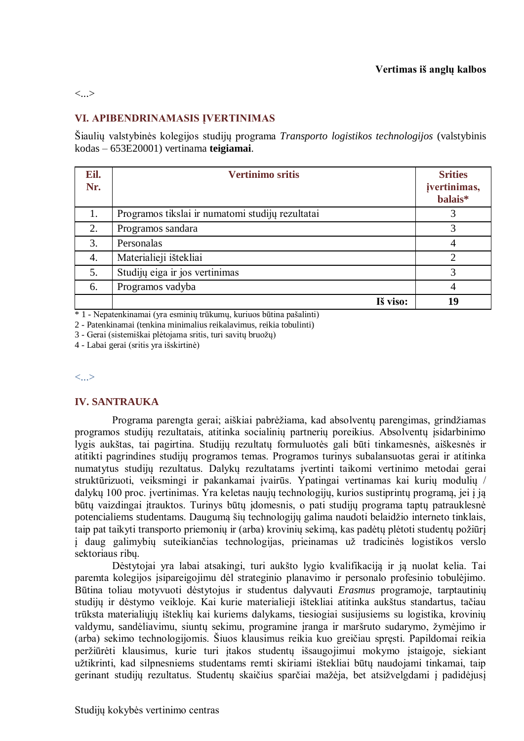**Vertimas iš anglų kalbos**

<...>

## VI. APIBENDRINAMASIS ĮVERTINIMAS

Šiaulių valstybinės kolegijos studijų programa *Transporto logistikos technologijos* (valstybinis kodas – 653E20001) vertinama **teigiamai**.

| Eil. Nr. | Vertinimo sritis | Srities įvertinimas, balais* |
|---|---|---|
| 1. | Programos tikslai ir numatomi studijų rezultatai | 3 |
| 2. | Programos sandara | 3 |
| 3. | Personalas | 4 |
| 4. | Materialieji ištekliai | 2 |
| 5. | Studijų eiga ir jos vertinimas | 3 |
| 6. | Programos vadyba | 4 |
| | **Iš viso:** | **19** |

* 1 - Nepatenkinamai (yra esminių trūkumų, kuriuos būtina pašalinti)
2 - Patenkinamai (tenkina minimalius reikalavimus, reikia tobulinti)
3 - Gerai (sistemiškai plėtojama sritis, turi savitų bruožų)
4 - Labai gerai (sritis yra išskirtinė)

<...>

## IV. SANTRAUKA

Programa parengta gerai; aiškiai pabrėžiama, kad absolventų parengimas, grindžiamas programos studijų rezultatais, atitinka socialinių partnerių poreikius. Absolventų įsidarbinimo lygis aukštas, tai pagirtina. Studijų rezultatų formuluotės gali būti tinkamesnės, aiškesnės ir atitikti pagrindines studijų programos temas. Programos turinys subalansuotas gerai ir atitinka numatytus studijų rezultatus. Dalykų rezultatams įvertinti taikomi vertinimo metodai gerai struktūrizuoti, veiksmingi ir pakankamai įvairūs. Ypatingai vertinamas kai kurių modulių / dalykų 100 proc. įvertinimas. Yra keletas naujų technologijų, kurios sustiprintų programą, jei į ją būtų vaizdingai įtrauktos. Turinys būtų įdomesnis, o pati studijų programa taptų patrauklesnė potencialiems studentams. Daugumą šių technologijų galima naudoti belaidžio interneto tinklais, taip pat taikyti transporto priemonių ir (arba) krovinių sekimą, kas padėtų plėtoti studentų požiūrį į daug galimybių suteikiančias technologijas, prieinamas už tradicinės logistikos verslo sektoriaus ribų.

Dėstytojai yra labai atsakingi, turi aukšto lygio kvalifikaciją ir ją nuolat kelia. Tai paremta kolegijos įsipareigojimu dėl strateginio planavimo ir personalo profesinio tobulėjimo. Būtina toliau motyvuoti dėstytojus ir studentus dalyvauti *Erasmus* programoje, tarptautinių studijų ir dėstymo veikloje. Kai kurie materialieji ištekliai atitinka aukštus standartus, tačiau trūksta materialiųjų išteklių kai kuriems dalykams, tiesiogiai susijusiems su logistika, krovinių valdymu, sandėliavimu, siuntų sekimu, programine įranga ir maršruto sudarymo, žymėjimo ir (arba) sekimo technologijomis. Šiuos klausimus reikia kuo greičiau spręsti. Papildomai reikia peržiūrėti klausimus, kurie turi įtakos studentų išsaugojimui mokymo įstaigoje, siekiant užtikrinti, kad silpnesniems studentams remti skiriami ištekliai būtų naudojami tinkamai, taip gerinant studijų rezultatus. Studentų skaičius sparčiai mažėja, bet atsižvelgdami į padidėjusį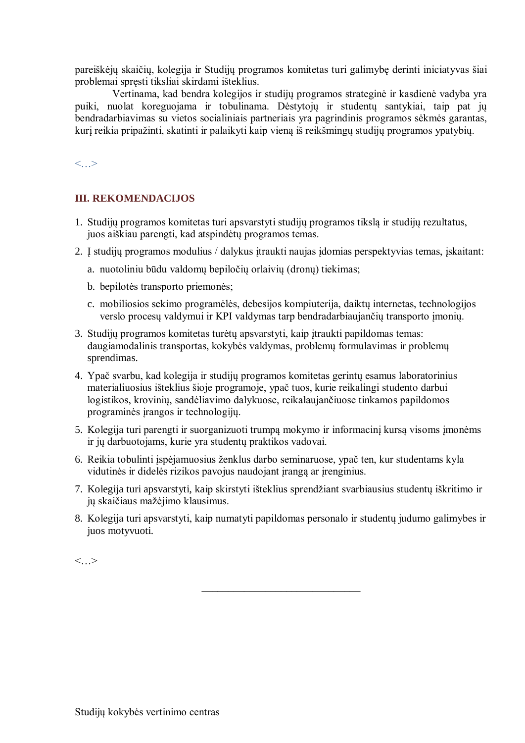pareiškėjų skaičių, kolegija ir Studijų programos komitetas turi galimybę derinti iniciatyvas šiai problemai spręsti tiksliai skirdami išteklius.

Vertinama, kad bendra kolegijos ir studijų programos strateginė ir kasdienė vadyba yra puiki, nuolat koreguojama ir tobulinama. Dėstytojų ir studentų santykiai, taip pat jų bendradarbiavimas su vietos socialiniais partneriais yra pagrindinis programos sėkmės garantas, kurį reikia pripažinti, skatinti ir palaikyti kaip vieną iš reikšmingų studijų programos ypatybių.

<…>

## III. REKOMENDACIJOS

1. Studijų programos komitetas turi apsvarstyti studijų programos tikslą ir studijų rezultatus, juos aiškiau parengti, kad atspindėtų programos temas.
2. Į studijų programos modulius / dalykus įtraukti naujas įdomias perspektyvias temas, įskaitant:
   a. nuotoliniu būdu valdomų bepiločių orlaivių (dronų) tiekimas;
   b. bepilotės transporto priemonės;
   c. mobiliosios sekimo programėlės, debesijos kompiuterija, daiktų internetas, technologijos verslo procesų valdymui ir KPI valdymas tarp bendradarbiaujančių transporto įmonių.
3. Studijų programos komitetas turėtų apsvarstyti, kaip įtraukti papildomas temas: daugiamodalinis transportas, kokybės valdymas, problemų formulavimas ir problemų sprendimas.
4. Ypač svarbu, kad kolegija ir studijų programos komitetas gerintų esamus laboratorinius materialiuosius išteklius šioje programoje, ypač tuos, kurie reikalingi studento darbui logistikos, krovinių, sandėliavimo dalykuose, reikalaujančiuose tinkamos papildomos programinės įrangos ir technologijų.
5. Kolegija turi parengti ir suorganizuoti trumpą mokymo ir informacinį kursą visoms įmonėms ir jų darbuotojams, kurie yra studentų praktikos vadovai.
6. Reikia tobulinti įspėjamuosius ženklus darbo seminaruose, ypač ten, kur studentams kyla vidutinės ir didelės rizikos pavojus naudojant įrangą ar įrenginius.
7. Kolegija turi apsvarstyti, kaip skirstyti išteklius sprendžiant svarbiausius studentų iškritimo ir jų skaičiaus mažėjimo klausimus.
8. Kolegija turi apsvarstyti, kaip numatyti papildomas personalo ir studentų judumo galimybes ir juos motyvuoti.

<…>

______________________________